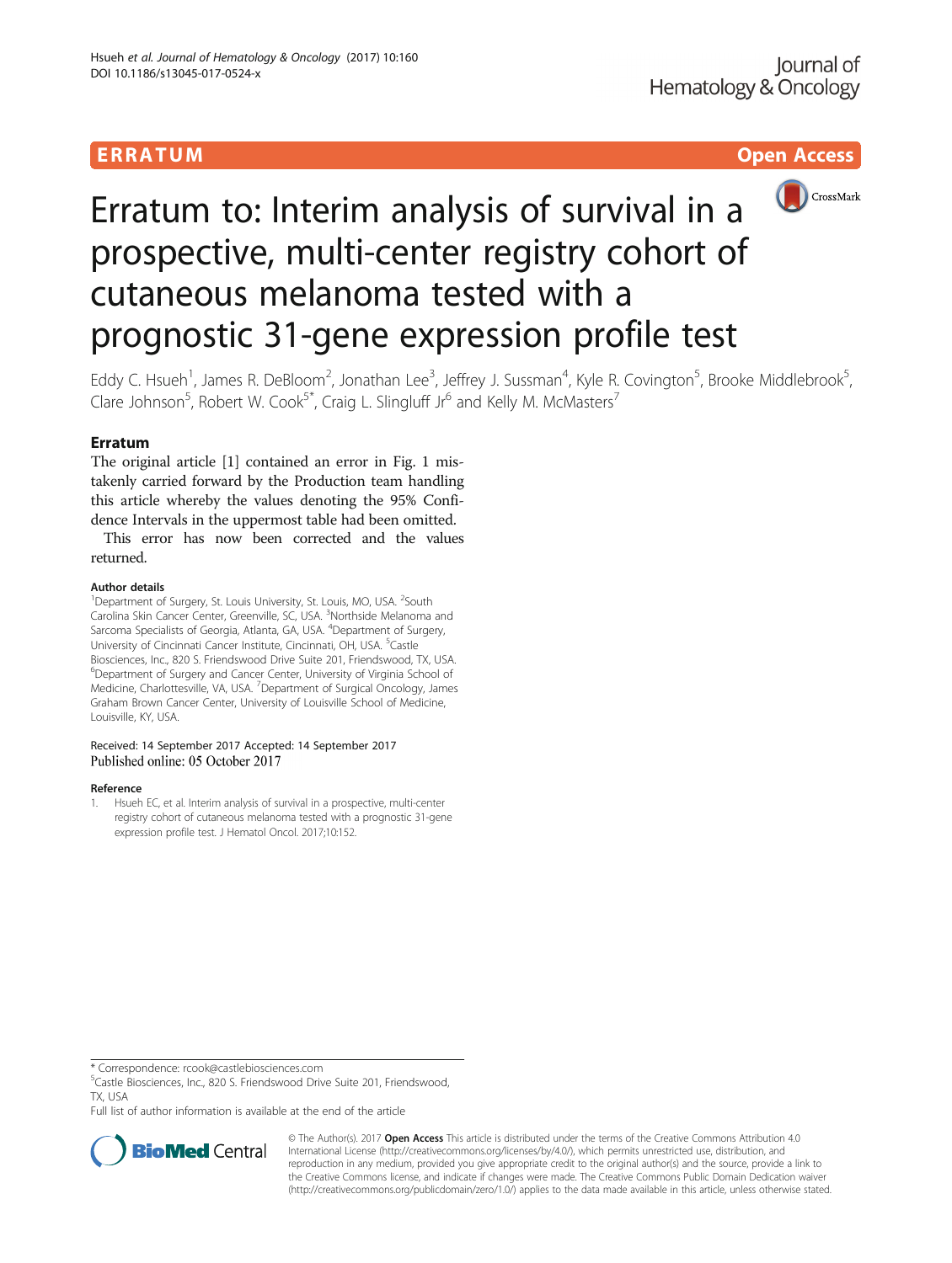ERRATUM Open Access

# Erratum to: Interim analysis of survival in a prospective, multi-center registry cohort of cutaneous melanoma tested with a prognostic 31-gene expression profile test

Eddy C. Hsueh[1], James R. DeBloom[2], Jonathan Lee[3], Jeffrey J. Sussman[4], Kyle R. Covington[5], Brooke Middlebrook[5], Clare Johnson[5], Robert W. Cook[5*], Craig L. Slingluff Jr[6] and Kelly M. McMasters[7]

## Erratum

The original article [1] contained an error in Fig. 1 mistakenly carried forward by the Production team handling this article whereby the values denoting the 95% Confidence Intervals in the uppermost table had been omitted.

This error has now been corrected and the values returned.

### Author details

[1]Department of Surgery, St. Louis University, St. Louis, MO, USA. [2]South Carolina Skin Cancer Center, Greenville, SC, USA. [3]Northside Melanoma and Sarcoma Specialists of Georgia, Atlanta, GA, USA. [4]Department of Surgery, University of Cincinnati Cancer Institute, Cincinnati, OH, USA. [5]Castle Biosciences, Inc., 820 S. Friendswood Drive Suite 201, Friendswood, TX, USA. [6]Department of Surgery and Cancer Center, University of Virginia School of Medicine, Charlottesville, VA, USA. [7]Department of Surgical Oncology, James Graham Brown Cancer Center, University of Louisville School of Medicine, Louisville, KY, USA.

Received: 14 September 2017 Accepted: 14 September 2017
Published online: 05 October 2017

### Reference

1. Hsueh EC, et al. Interim analysis of survival in a prospective, multi-center registry cohort of cutaneous melanoma tested with a prognostic 31-gene expression profile test. J Hematol Oncol. 2017;10:152.

\* Correspondence: rcook@castlebiosciences.com
[5]Castle Biosciences, Inc., 820 S. Friendswood Drive Suite 201, Friendswood, TX, USA
Full list of author information is available at the end of the article

© The Author(s). 2017 **Open Access** This article is distributed under the terms of the Creative Commons Attribution 4.0 International License (http://creativecommons.org/licenses/by/4.0/), which permits unrestricted use, distribution, and reproduction in any medium, provided you give appropriate credit to the original author(s) and the source, provide a link to the Creative Commons license, and indicate if changes were made. The Creative Commons Public Domain Dedication waiver (http://creativecommons.org/publicdomain/zero/1.0/) applies to the data made available in this article, unless otherwise stated.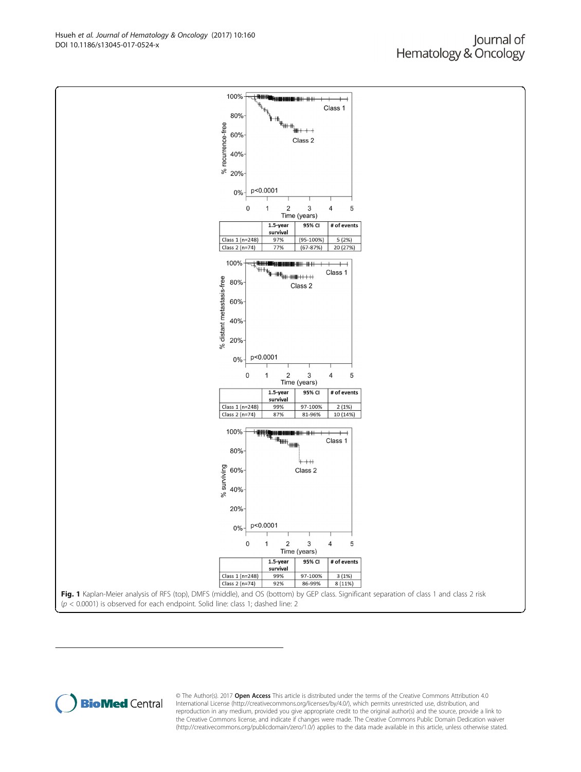100%
80%
60%
40%
20%
0%
% recurrence-free
Class 1
Class 2
p<0.0001
0 1 2 3 4 5
Time (years)

| | 1.5-year survival | 95% CI | # of events |
|---|---|---|---|
| Class 1 (n=248) | 97% | (95-100%) | 5 (2%) |
| Class 2 (n=74) | 77% | (67-87%) | 20 (27%) |

100%
80%
60%
40%
20%
0%
% distant metastasis-free
Class 1
Class 2
p<0.0001
0 1 2 3 4 5
Time (years)

| | 1.5-year survival | 95% CI | # of events |
|---|---|---|---|
| Class 1 (n=248) | 99% | 97-100% | 2 (1%) |
| Class 2 (n=74) | 87% | 81-96% | 10 (14%) |

100%
80%
60%
40%
20%
0%
% surviving
Class 1
Class 2
p<0.0001
0 1 2 3 4 5
Time (years)

| | 1.5-year survival | 95% CI | # of events |
|---|---|---|---|
| Class 1 (n=248) | 99% | 97-100% | 3 (1%) |
| Class 2 (n=74) | 92% | 86-99% | 8 (11%) |

**Fig. 1** Kaplan-Meier analysis of RFS (top), DMFS (middle), and OS (bottom) by GEP class. Significant separation of class 1 and class 2 risk ($p < 0.0001$) is observed for each endpoint. Solid line: class 1; dashed line: 2

© The Author(s). 2017 **Open Access** This article is distributed under the terms of the Creative Commons Attribution 4.0 International License (http://creativecommons.org/licenses/by/4.0/), which permits unrestricted use, distribution, and reproduction in any medium, provided you give appropriate credit to the original author(s) and the source, provide a link to the Creative Commons license, and indicate if changes were made. The Creative Commons Public Domain Dedication waiver (http://creativecommons.org/publicdomain/zero/1.0/) applies to the data made available in this article, unless otherwise stated.